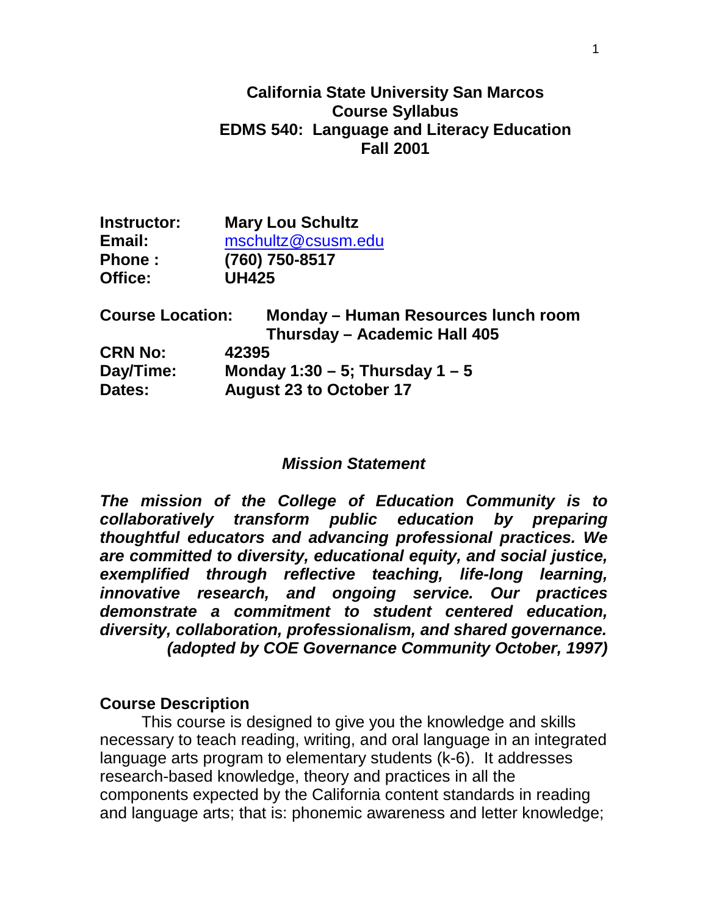# California State University San Marcos
## Course Syllabus
## EDMS 540: Language and Literacy Education
## Fall 2001

**Instructor:** **Mary Lou Schultz**
**Email:** mschultz@csusm.edu
**Phone :** **(760) 750-8517**
**Office:** **UH425**

**Course Location:** **Monday – Human Resources lunch room**
**Thursday – Academic Hall 405**
**CRN No:** **42395**
**Day/Time:** **Monday 1:30 – 5; Thursday 1 – 5**
**Dates:** **August 23 to October 17**

### *Mission Statement*

***The mission of the College of Education Community is to collaboratively transform public education by preparing thoughtful educators and advancing professional practices. We are committed to diversity, educational equity, and social justice, exemplified through reflective teaching, life-long learning, innovative research, and ongoing service. Our practices demonstrate a commitment to student centered education, diversity, collaboration, professionalism, and shared governance. (adopted by COE Governance Community October, 1997)***

### Course Description

This course is designed to give you the knowledge and skills necessary to teach reading, writing, and oral language in an integrated language arts program to elementary students (k-6). It addresses research-based knowledge, theory and practices in all the components expected by the California content standards in reading and language arts; that is: phonemic awareness and letter knowledge;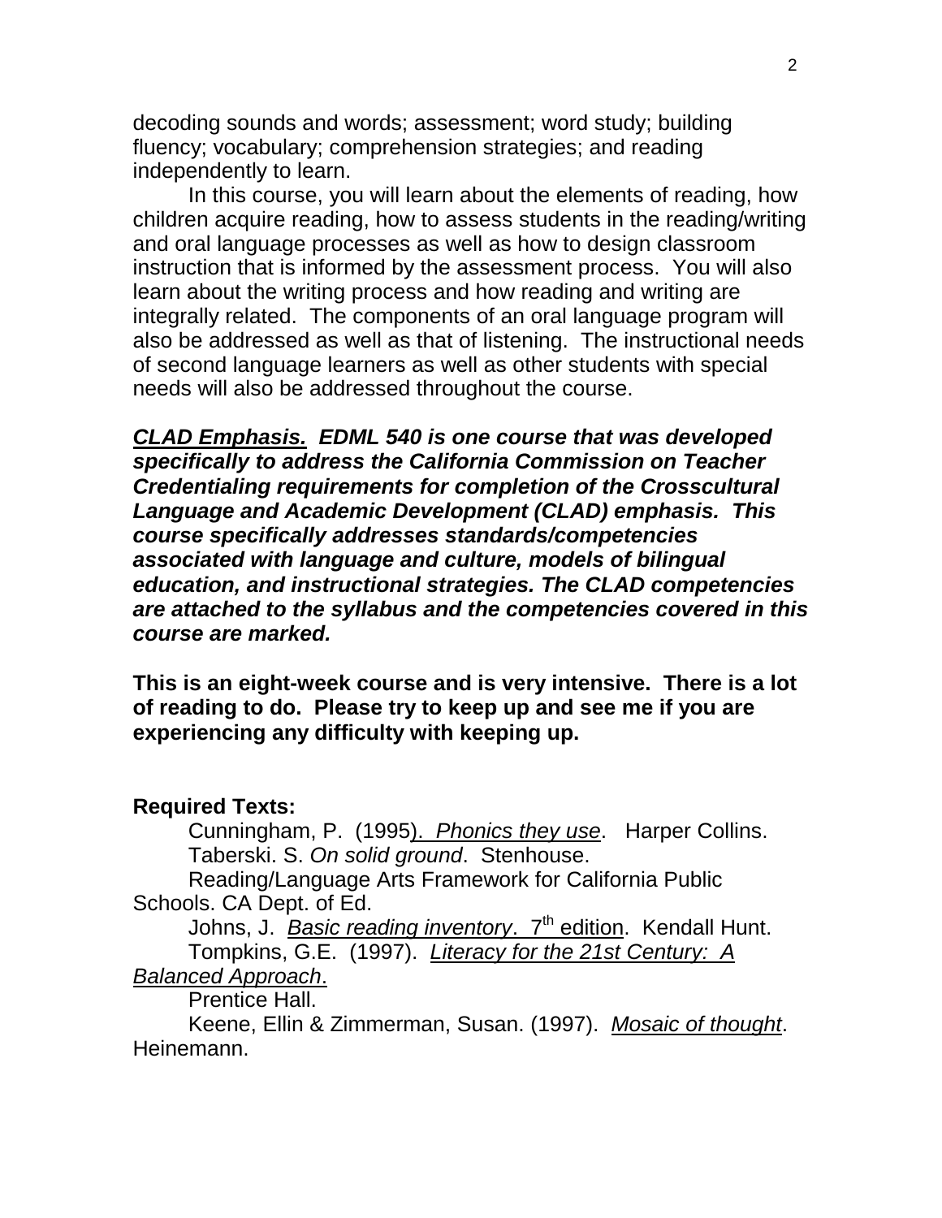decoding sounds and words; assessment; word study; building fluency; vocabulary; comprehension strategies; and reading independently to learn.

In this course, you will learn about the elements of reading, how children acquire reading, how to assess students in the reading/writing and oral language processes as well as how to design classroom instruction that is informed by the assessment process. You will also learn about the writing process and how reading and writing are integrally related. The components of an oral language program will also be addressed as well as that of listening. The instructional needs of second language learners as well as other students with special needs will also be addressed throughout the course.

***CLAD Emphasis.* EDML 540 is one course that was developed specifically to address the California Commission on Teacher Credentialing requirements for completion of the Crosscultural Language and Academic Development (CLAD) emphasis. This course specifically addresses standards/competencies associated with language and culture, models of bilingual education, and instructional strategies. The CLAD competencies are attached to the syllabus and the competencies covered in this course are marked.**

**This is an eight-week course and is very intensive. There is a lot of reading to do. Please try to keep up and see me if you are experiencing any difficulty with keeping up.**

**Required Texts:**

Cunningham, P. (1995). *Phonics they use*. Harper Collins.
Taberski. S. *On solid ground*. Stenhouse.
Reading/Language Arts Framework for California Public Schools. CA Dept. of Ed.
Johns, J. *Basic reading inventory*. 7th edition. Kendall Hunt.
Tompkins, G.E. (1997). *Literacy for the 21st Century: A Balanced Approach*. Prentice Hall.
Keene, Ellin & Zimmerman, Susan. (1997). *Mosaic of thought*. Heinemann.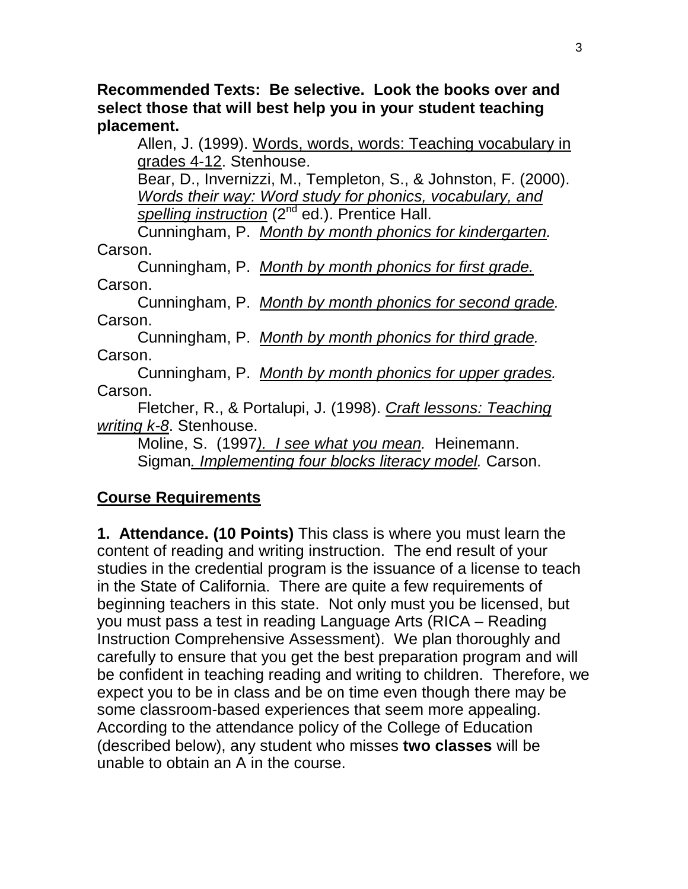**Recommended Texts: Be selective. Look the books over and select those that will best help you in your student teaching placement.**

Allen, J. (1999). Words, words, words: Teaching vocabulary in grades 4-12. Stenhouse.

Bear, D., Invernizzi, M., Templeton, S., & Johnston, F. (2000). *Words their way: Word study for phonics, vocabulary, and spelling instruction* (2nd ed.). Prentice Hall.

Cunningham, P. *Month by month phonics for kindergarten.* Carson.

Cunningham, P. *Month by month phonics for first grade.* Carson.

Cunningham, P. *Month by month phonics for second grade.* Carson.

Cunningham, P. *Month by month phonics for third grade.* Carson.

Cunningham, P. *Month by month phonics for upper grades.* Carson.

Fletcher, R., & Portalupi, J. (1998). *Craft lessons: Teaching writing k-8*. Stenhouse.

Moline, S. (1997*). I see what you mean.* Heinemann.

Sigman*. Implementing four blocks literacy model.* Carson.

## Course Requirements

**1. Attendance. (10 Points)** This class is where you must learn the content of reading and writing instruction. The end result of your studies in the credential program is the issuance of a license to teach in the State of California. There are quite a few requirements of beginning teachers in this state. Not only must you be licensed, but you must pass a test in reading Language Arts (RICA – Reading Instruction Comprehensive Assessment). We plan thoroughly and carefully to ensure that you get the best preparation program and will be confident in teaching reading and writing to children. Therefore, we expect you to be in class and be on time even though there may be some classroom-based experiences that seem more appealing. According to the attendance policy of the College of Education (described below), any student who misses **two classes** will be unable to obtain an A in the course.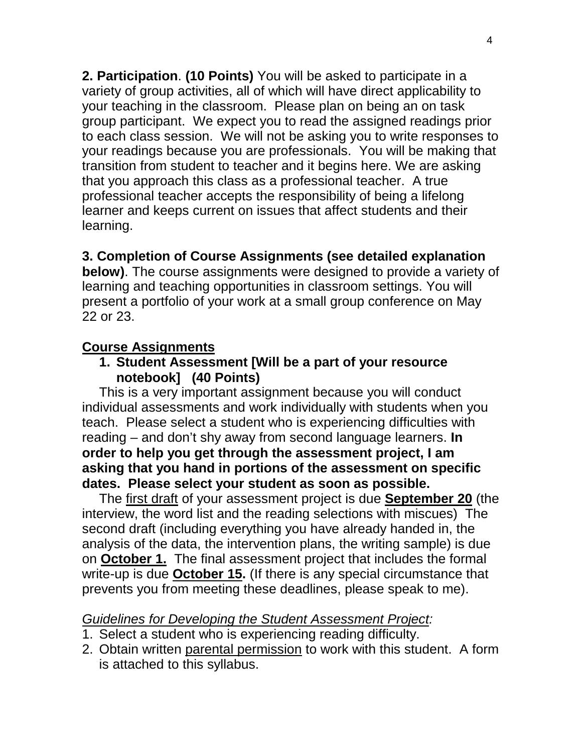**2. Participation**. **(10 Points)** You will be asked to participate in a variety of group activities, all of which will have direct applicability to your teaching in the classroom. Please plan on being an on task group participant. We expect you to read the assigned readings prior to each class session. We will not be asking you to write responses to your readings because you are professionals. You will be making that transition from student to teacher and it begins here. We are asking that you approach this class as a professional teacher. A true professional teacher accepts the responsibility of being a lifelong learner and keeps current on issues that affect students and their learning.

**3. Completion of Course Assignments (see detailed explanation below)**. The course assignments were designed to provide a variety of learning and teaching opportunities in classroom settings. You will present a portfolio of your work at a small group conference on May 22 or 23.

<u>**Course Assignments**</u>

1. **Student Assessment [Will be a part of your resource notebook] (40 Points)**

This is a very important assignment because you will conduct individual assessments and work individually with students when you teach. Please select a student who is experiencing difficulties with reading – and don't shy away from second language learners. **In order to help you get through the assessment project, I am asking that you hand in portions of the assessment on specific dates. Please select your student as soon as possible.**

The <u>first draft</u> of your assessment project is due <u>**September 20**</u> (the interview, the word list and the reading selections with miscues) The second draft (including everything you have already handed in, the analysis of the data, the intervention plans, the writing sample) is due on <u>**October 1.**</u> The final assessment project that includes the formal write-up is due <u>**October 15.**</u> (If there is any special circumstance that prevents you from meeting these deadlines, please speak to me).

<u>*Guidelines for Developing the Student Assessment Project:*</u>

1. Select a student who is experiencing reading difficulty.
2. Obtain written <u>parental permission</u> to work with this student. A form is attached to this syllabus.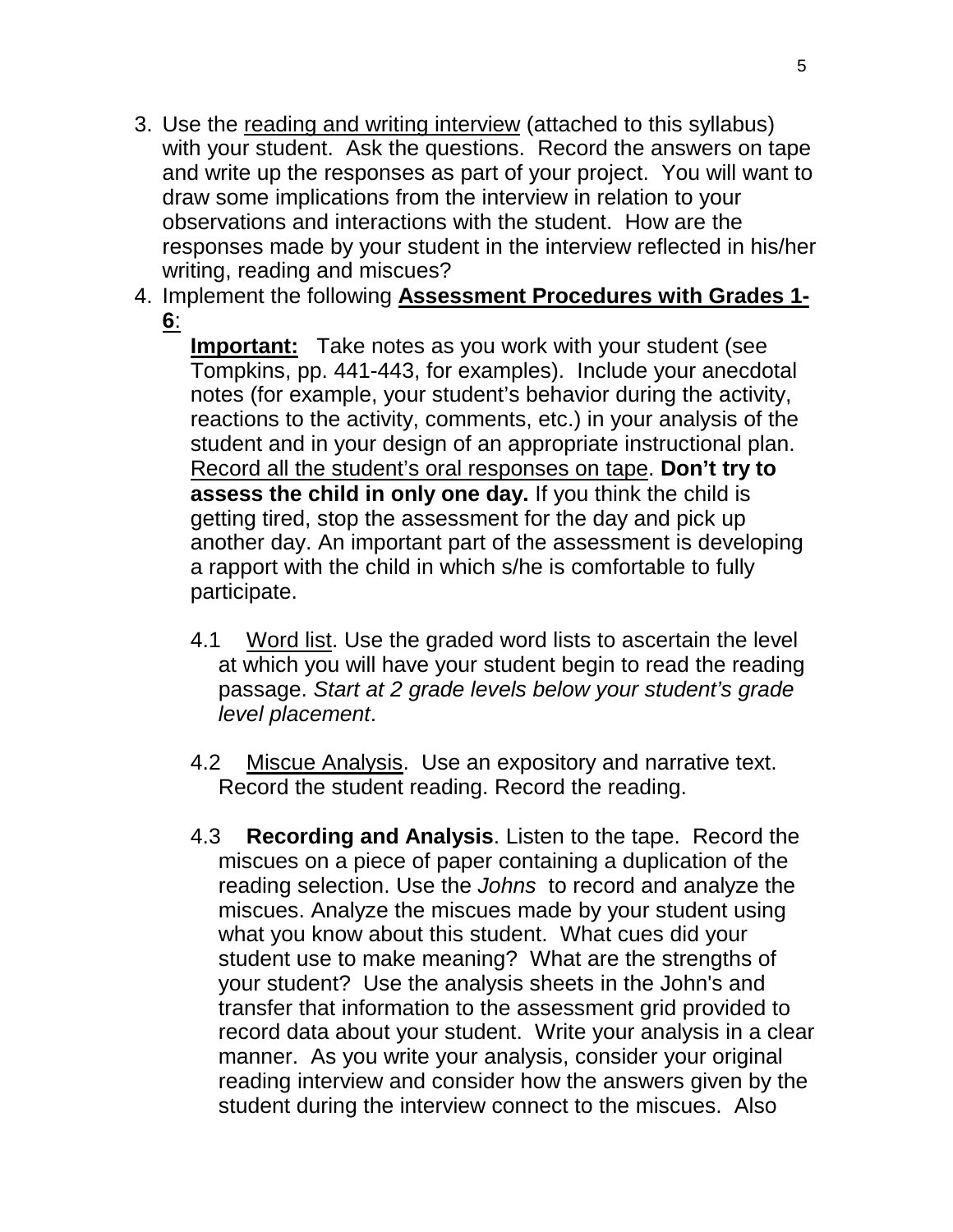3. Use the reading and writing interview (attached to this syllabus) with your student. Ask the questions. Record the answers on tape and write up the responses as part of your project. You will want to draw some implications from the interview in relation to your observations and interactions with the student. How are the responses made by your student in the interview reflected in his/her writing, reading and miscues?
4. Implement the following **Assessment Procedures with Grades 1-6**:

   **Important:** Take notes as you work with your student (see Tompkins, pp. 441-443, for examples). Include your anecdotal notes (for example, your student's behavior during the activity, reactions to the activity, comments, etc.) in your analysis of the student and in your design of an appropriate instructional plan. Record all the student's oral responses on tape. **Don't try to assess the child in only one day.** If you think the child is getting tired, stop the assessment for the day and pick up another day. An important part of the assessment is developing a rapport with the child in which s/he is comfortable to fully participate.

   4.1 Word list. Use the graded word lists to ascertain the level at which you will have your student begin to read the reading passage. *Start at 2 grade levels below your student's grade level placement*.

   4.2 Miscue Analysis. Use an expository and narrative text. Record the student reading. Record the reading.

   4.3 **Recording and Analysis**. Listen to the tape. Record the miscues on a piece of paper containing a duplication of the reading selection. Use the *Johns* to record and analyze the miscues. Analyze the miscues made by your student using what you know about this student. What cues did your student use to make meaning? What are the strengths of your student? Use the analysis sheets in the John's and transfer that information to the assessment grid provided to record data about your student. Write your analysis in a clear manner. As you write your analysis, consider your original reading interview and consider how the answers given by the student during the interview connect to the miscues. Also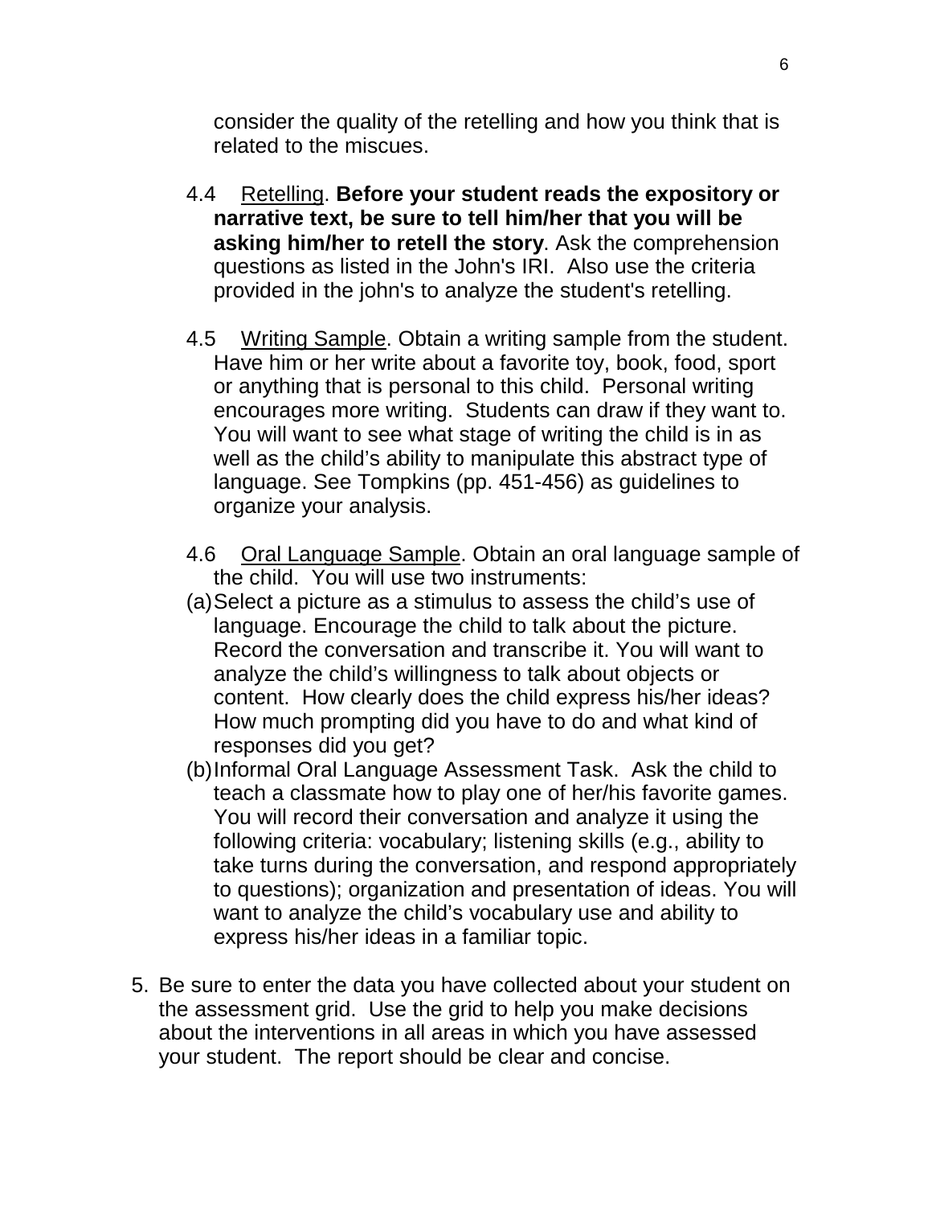consider the quality of the retelling and how you think that is related to the miscues.

4.4 Retelling. **Before your student reads the expository or narrative text, be sure to tell him/her that you will be asking him/her to retell the story**. Ask the comprehension questions as listed in the John's IRI. Also use the criteria provided in the john's to analyze the student's retelling.

4.5 Writing Sample. Obtain a writing sample from the student. Have him or her write about a favorite toy, book, food, sport or anything that is personal to this child. Personal writing encourages more writing. Students can draw if they want to. You will want to see what stage of writing the child is in as well as the child's ability to manipulate this abstract type of language. See Tompkins (pp. 451-456) as guidelines to organize your analysis.

4.6 Oral Language Sample. Obtain an oral language sample of the child. You will use two instruments:

(a) Select a picture as a stimulus to assess the child's use of language. Encourage the child to talk about the picture. Record the conversation and transcribe it. You will want to analyze the child's willingness to talk about objects or content. How clearly does the child express his/her ideas? How much prompting did you have to do and what kind of responses did you get?

(b) Informal Oral Language Assessment Task. Ask the child to teach a classmate how to play one of her/his favorite games. You will record their conversation and analyze it using the following criteria: vocabulary; listening skills (e.g., ability to take turns during the conversation, and respond appropriately to questions); organization and presentation of ideas. You will want to analyze the child's vocabulary use and ability to express his/her ideas in a familiar topic.

5. Be sure to enter the data you have collected about your student on the assessment grid. Use the grid to help you make decisions about the interventions in all areas in which you have assessed your student. The report should be clear and concise.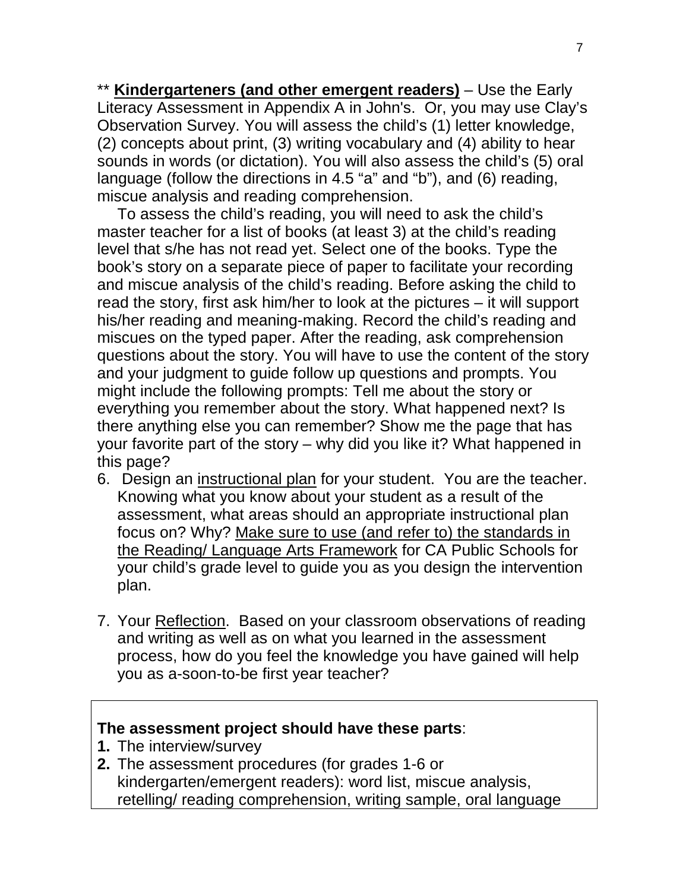** **<u>Kindergarteners (and other emergent readers)</u>** – Use the Early Literacy Assessment in Appendix A in John's. Or, you may use Clay's Observation Survey. You will assess the child's (1) letter knowledge, (2) concepts about print, (3) writing vocabulary and (4) ability to hear sounds in words (or dictation). You will also assess the child's (5) oral language (follow the directions in 4.5 "a" and "b"), and (6) reading, miscue analysis and reading comprehension.

To assess the child's reading, you will need to ask the child's master teacher for a list of books (at least 3) at the child's reading level that s/he has not read yet. Select one of the books. Type the book's story on a separate piece of paper to facilitate your recording and miscue analysis of the child's reading. Before asking the child to read the story, first ask him/her to look at the pictures – it will support his/her reading and meaning-making. Record the child's reading and miscues on the typed paper. After the reading, ask comprehension questions about the story. You will have to use the content of the story and your judgment to guide follow up questions and prompts. You might include the following prompts: Tell me about the story or everything you remember about the story. What happened next? Is there anything else you can remember? Show me the page that has your favorite part of the story – why did you like it? What happened in this page?

6. Design an <u>instructional plan</u> for your student. You are the teacher. Knowing what you know about your student as a result of the assessment, what areas should an appropriate instructional plan focus on? Why? <u>Make sure to use (and refer to) the standards in the Reading/ Language Arts Framework</u> for CA Public Schools for your child's grade level to guide you as you design the intervention plan.

7. Your <u>Reflection</u>. Based on your classroom observations of reading and writing as well as on what you learned in the assessment process, how do you feel the knowledge you have gained will help you as a-soon-to-be first year teacher?

**The assessment project should have these parts**:

1. The interview/survey
2. The assessment procedures (for grades 1-6 or kindergarten/emergent readers): word list, miscue analysis, retelling/ reading comprehension, writing sample, oral language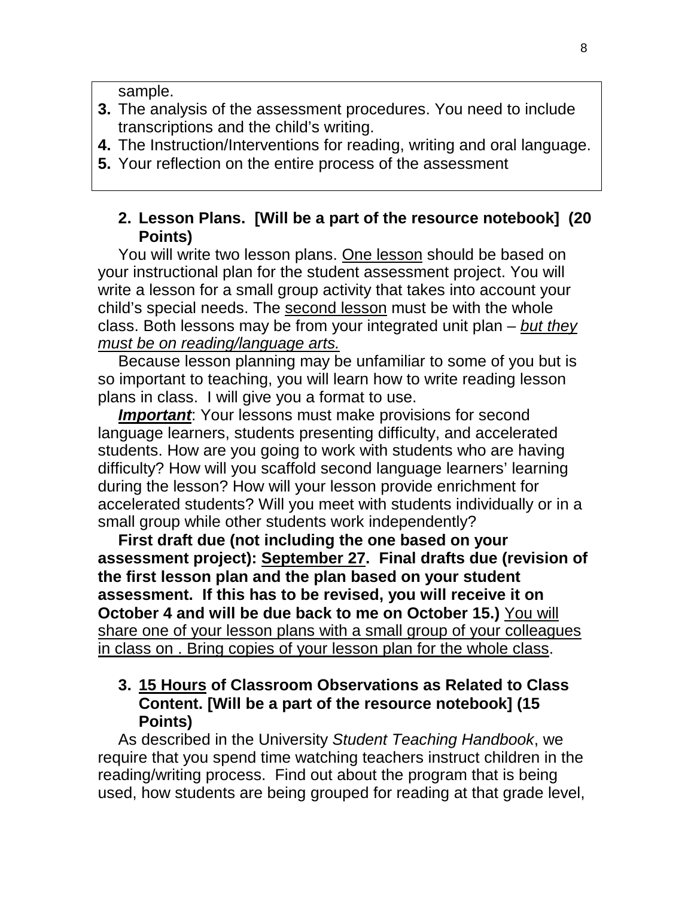sample.

3. The analysis of the assessment procedures. You need to include transcriptions and the child's writing.
4. The Instruction/Interventions for reading, writing and oral language.
5. Your reflection on the entire process of the assessment

**2. Lesson Plans. [Will be a part of the resource notebook] (20 Points)**

You will write two lesson plans. <u>One lesson</u> should be based on your instructional plan for the student assessment project. You will write a lesson for a small group activity that takes into account your child's special needs. The <u>second lesson</u> must be with the whole class. Both lessons may be from your integrated unit plan – *<u>but they must be on reading/language arts.</u>*

Because lesson planning may be unfamiliar to some of you but is so important to teaching, you will learn how to write reading lesson plans in class. I will give you a format to use.

***<u>Important</u>***: Your lessons must make provisions for second language learners, students presenting difficulty, and accelerated students. How are you going to work with students who are having difficulty? How will you scaffold second language learners' learning during the lesson? How will your lesson provide enrichment for accelerated students? Will you meet with students individually or in a small group while other students work independently?

**First draft due (not including the one based on your assessment project): <u>September 27</u>. Final drafts due (revision of the first lesson plan and the plan based on your student assessment. If this has to be revised, you will receive it on October 4 and will be due back to me on October 15.)** <u>You will share one of your lesson plans with a small group of your colleagues in class on . Bring copies of your lesson plan for the whole class</u>.

**3. <u>15 Hours</u> of Classroom Observations as Related to Class Content. [Will be a part of the resource notebook] (15 Points)**

As described in the University *Student Teaching Handbook*, we require that you spend time watching teachers instruct children in the reading/writing process. Find out about the program that is being used, how students are being grouped for reading at that grade level,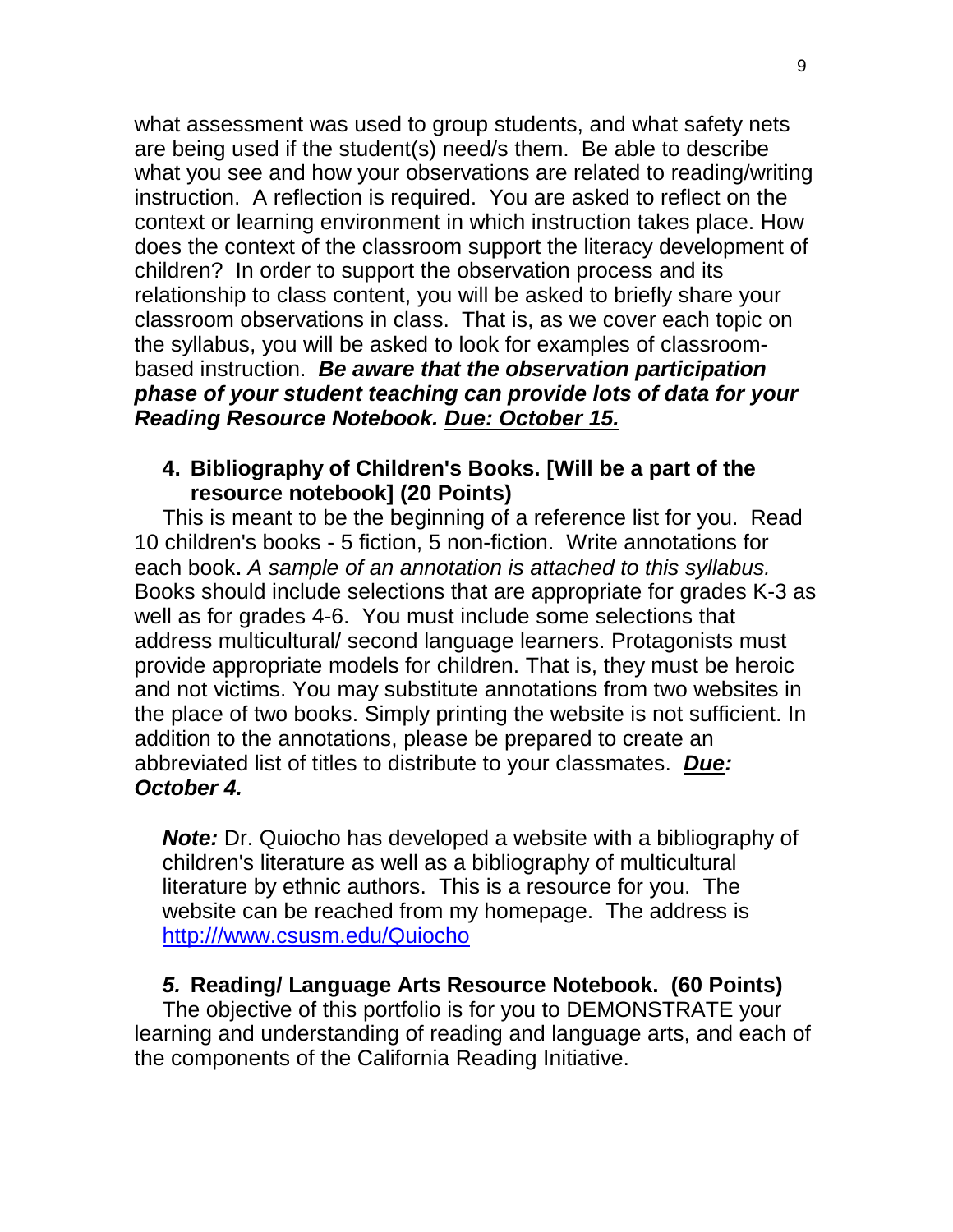what assessment was used to group students, and what safety nets are being used if the student(s) need/s them. Be able to describe what you see and how your observations are related to reading/writing instruction. A reflection is required. You are asked to reflect on the context or learning environment in which instruction takes place. How does the context of the classroom support the literacy development of children? In order to support the observation process and its relationship to class content, you will be asked to briefly share your classroom observations in class. That is, as we cover each topic on the syllabus, you will be asked to look for examples of classroom-based instruction. ***Be aware that the observation participation phase of your student teaching can provide lots of data for your Reading Resource Notebook. <u>Due: October 15.</u>***

4. **Bibliography of Children's Books. [Will be a part of the resource notebook] (20 Points)**

This is meant to be the beginning of a reference list for you. Read 10 children's books - 5 fiction, 5 non-fiction. Write annotations for each book**.** *A sample of an annotation is attached to this syllabus.* Books should include selections that are appropriate for grades K-3 as well as for grades 4-6. You must include some selections that address multicultural/ second language learners. Protagonists must provide appropriate models for children. That is, they must be heroic and not victims. You may substitute annotations from two websites in the place of two books. Simply printing the website is not sufficient. In addition to the annotations, please be prepared to create an abbreviated list of titles to distribute to your classmates. ***<u>Due</u>: October 4.***

***Note:*** Dr. Quiocho has developed a website with a bibliography of children's literature as well as a bibliography of multicultural literature by ethnic authors. This is a resource for you. The website can be reached from my homepage. The address is [http:///www.csusm.edu/Quiocho](http:///www.csusm.edu/Quiocho)

***5.*** **Reading/ Language Arts Resource Notebook. (60 Points)**

The objective of this portfolio is for you to DEMONSTRATE your learning and understanding of reading and language arts, and each of the components of the California Reading Initiative.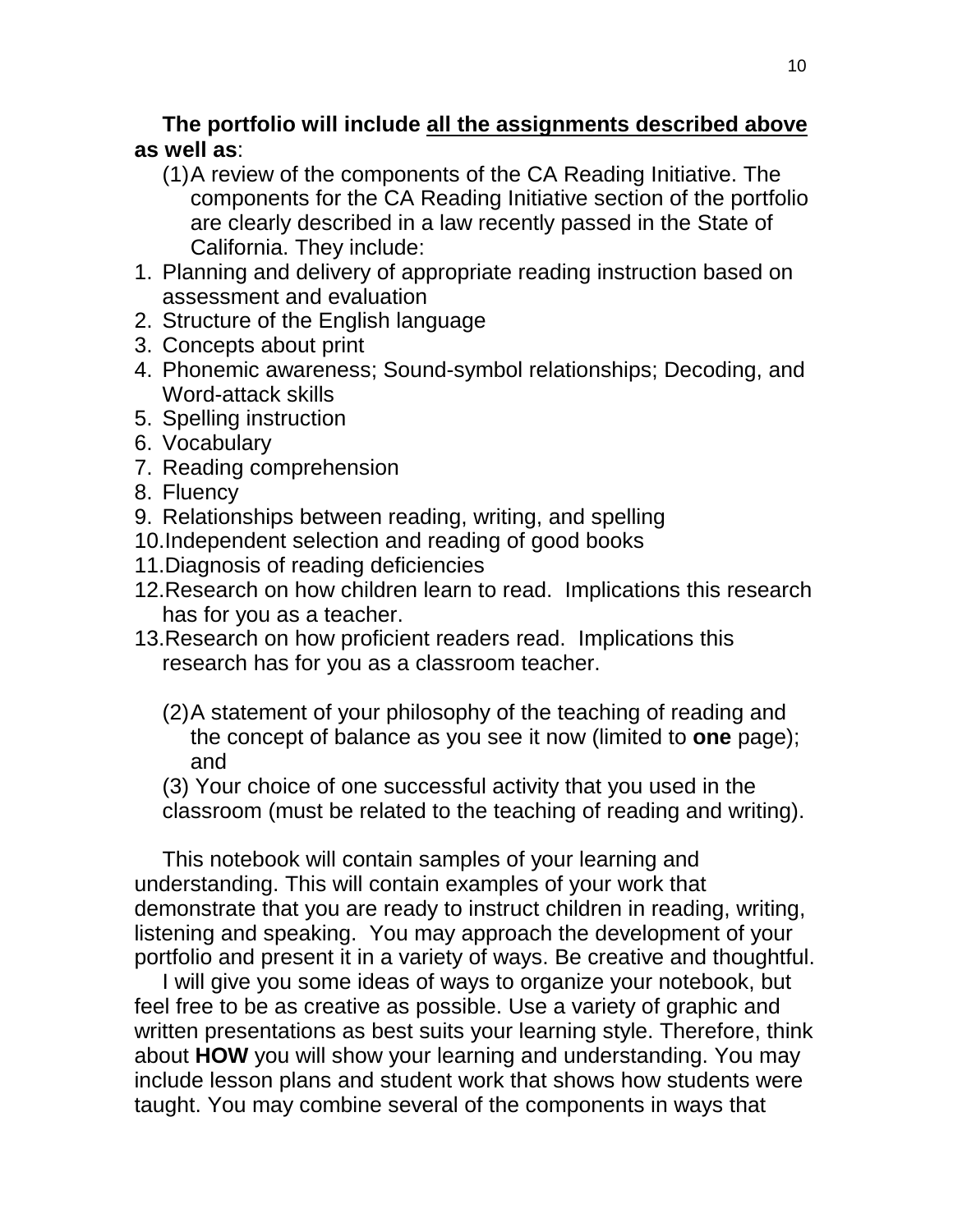**The portfolio will include <u>all the assignments described above</u> as well as**:

(1) A review of the components of the CA Reading Initiative. The components for the CA Reading Initiative section of the portfolio are clearly described in a law recently passed in the State of California. They include:

1. Planning and delivery of appropriate reading instruction based on assessment and evaluation
2. Structure of the English language
3. Concepts about print
4. Phonemic awareness; Sound-symbol relationships; Decoding, and Word-attack skills
5. Spelling instruction
6. Vocabulary
7. Reading comprehension
8. Fluency
9. Relationships between reading, writing, and spelling
10. Independent selection and reading of good books
11. Diagnosis of reading deficiencies
12. Research on how children learn to read. Implications this research has for you as a teacher.
13. Research on how proficient readers read. Implications this research has for you as a classroom teacher.

(2) A statement of your philosophy of the teaching of reading and the concept of balance as you see it now (limited to **one** page); and

(3) Your choice of one successful activity that you used in the classroom (must be related to the teaching of reading and writing).

This notebook will contain samples of your learning and understanding. This will contain examples of your work that demonstrate that you are ready to instruct children in reading, writing, listening and speaking. You may approach the development of your portfolio and present it in a variety of ways. Be creative and thoughtful.

I will give you some ideas of ways to organize your notebook, but feel free to be as creative as possible. Use a variety of graphic and written presentations as best suits your learning style. Therefore, think about **HOW** you will show your learning and understanding. You may include lesson plans and student work that shows how students were taught. You may combine several of the components in ways that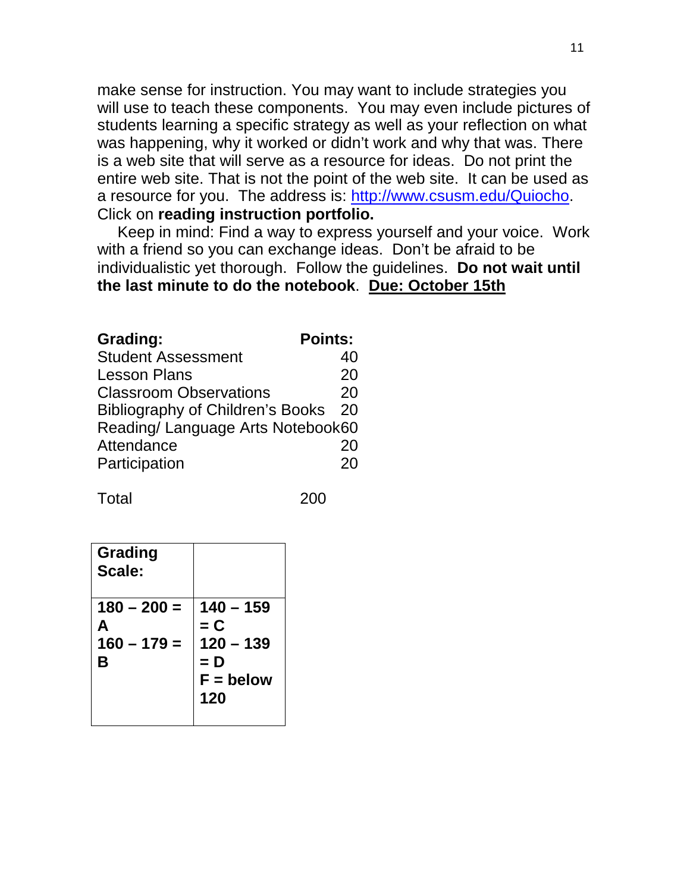make sense for instruction. You may want to include strategies you will use to teach these components. You may even include pictures of students learning a specific strategy as well as your reflection on what was happening, why it worked or didn't work and why that was. There is a web site that will serve as a resource for ideas. Do not print the entire web site. That is not the point of the web site. It can be used as a resource for you. The address is: [http://www.csusm.edu/Quiocho](http://www.csusm.edu/Quiocho). Click on **reading instruction portfolio.**

Keep in mind: Find a way to express yourself and your voice. Work with a friend so you can exchange ideas. Don't be afraid to be individualistic yet thorough. Follow the guidelines. **Do not wait until the last minute to do the notebook**. **Due: October 15th**

| **Grading:** | **Points:** |
|---|---|
| Student Assessment | 40 |
| Lesson Plans | 20 |
| Classroom Observations | 20 |
| Bibliography of Children's Books | 20 |
| Reading/ Language Arts Notebook | 60 |
| Attendance | 20 |
| Participation | 20 |
| Total | 200 |

| **Grading Scale:** | |
|---|---|
| **180 – 200 = A**<br>**160 – 179 = B** | **140 – 159 = C**<br>**120 – 139 = D**<br>**F = below 120** |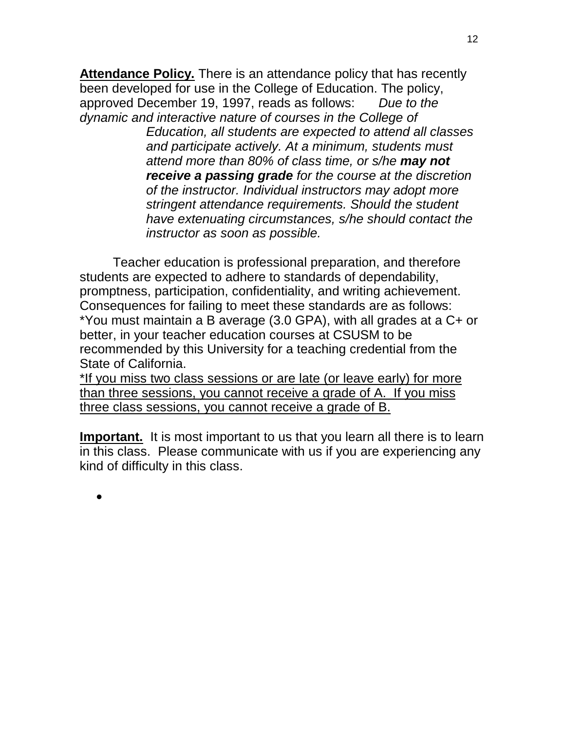**Attendance Policy.** There is an attendance policy that has recently been developed for use in the College of Education. The policy, approved December 19, 1997, reads as follows: *Due to the dynamic and interactive nature of courses in the College of Education, all students are expected to attend all classes and participate actively. At a minimum, students must attend more than 80% of class time, or s/he* ***may not receive a passing grade*** *for the course at the discretion of the instructor. Individual instructors may adopt more stringent attendance requirements. Should the student have extenuating circumstances, s/he should contact the instructor as soon as possible.*

Teacher education is professional preparation, and therefore students are expected to adhere to standards of dependability, promptness, participation, confidentiality, and writing achievement. Consequences for failing to meet these standards are as follows:

*You must maintain a B average (3.0 GPA), with all grades at a C+ or better, in your teacher education courses at CSUSM to be recommended by this University for a teaching credential from the State of California.

<u>*If you miss two class sessions or are late (or leave early) for more than three sessions, you cannot receive a grade of A. If you miss three class sessions, you cannot receive a grade of B.</u>

**Important.** It is most important to us that you learn all there is to learn in this class. Please communicate with us if you are experiencing any kind of difficulty in this class.

-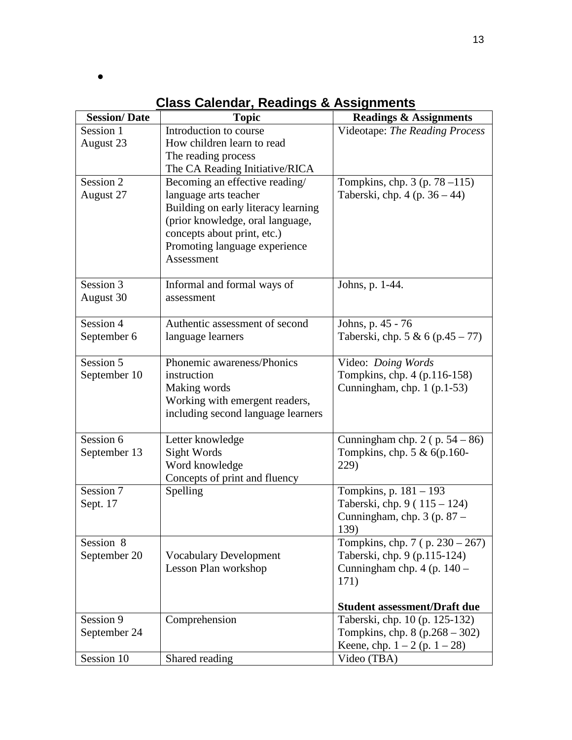## Class Calendar, Readings & Assignments

| Session/ Date | Topic | Readings & Assignments |
|---|---|---|
| Session 1<br>August 23 | Introduction to course<br>How children learn to read<br>The reading process<br>The CA Reading Initiative/RICA | Videotape: *The Reading Process* |
| Session 2<br>August 27 | Becoming an effective reading/ language arts teacher<br>Building on early literacy learning (prior knowledge, oral language, concepts about print, etc.)<br>Promoting language experience<br>Assessment | Tompkins, chp. 3 (p. 78 –115)<br>Taberski, chp. 4 (p. 36 – 44) |
| Session 3<br>August 30 | Informal and formal ways of assessment | Johns, p. 1-44. |
| Session 4<br>September 6 | Authentic assessment of second language learners | Johns, p. 45 - 76<br>Taberski, chp. 5 & 6 (p.45 – 77) |
| Session 5<br>September 10 | Phonemic awareness/Phonics instruction<br>Making words<br>Working with emergent readers, including second language learners | Video: *Doing Words*<br>Tompkins, chp. 4 (p.116-158)<br>Cunningham, chp. 1 (p.1-53) |
| Session 6<br>September 13 | Letter knowledge<br>Sight Words<br>Word knowledge<br>Concepts of print and fluency | Cunningham chp. 2 ( p. 54 – 86)<br>Tompkins, chp. 5 & 6(p.160-229) |
| Session 7<br>Sept. 17 | Spelling | Tompkins, p. 181 – 193<br>Taberski, chp. 9 ( 115 – 124)<br>Cunningham, chp. 3 (p. 87 – 139) |
| Session 8<br>September 20 | Vocabulary Development<br>Lesson Plan workshop | Tompkins, chp. 7 ( p. 230 – 267)<br>Taberski, chp. 9 (p.115-124)<br>Cunningham chp. 4 (p. 140 – 171)<br><br>**Student assessment/Draft due** |
| Session 9<br>September 24 | Comprehension | Taberski, chp. 10 (p. 125-132)<br>Tompkins, chp. 8 (p.268 – 302)<br>Keene, chp. 1 – 2 (p. 1 – 28) |
| Session 10 | Shared reading | Video (TBA) |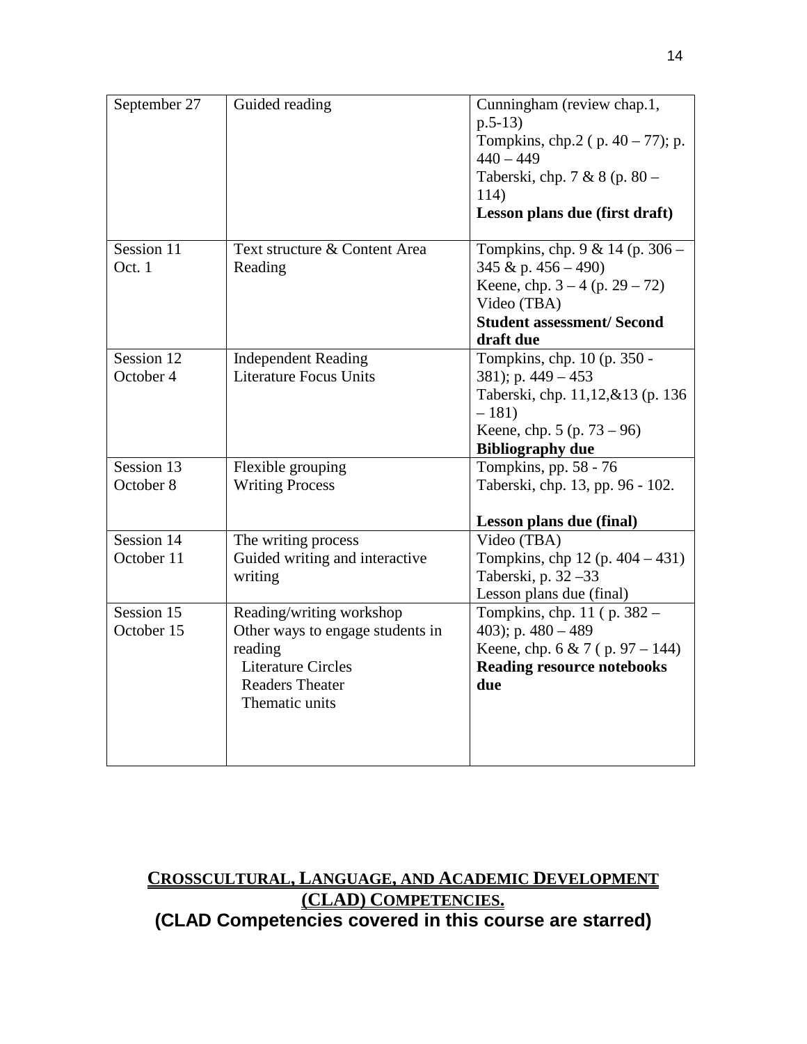| | | |
|---|---|---|
| September 27 | Guided reading | Cunningham (review chap.1, p.5-13)<br>Tompkins, chp.2 ( p. 40 – 77); p. 440 – 449<br>Taberski, chp. 7 & 8 (p. 80 – 114)<br>**Lesson plans due (first draft)** |
| Session 11<br>Oct. 1 | Text structure & Content Area Reading | Tompkins, chp. 9 & 14 (p. 306 – 345 & p. 456 – 490)<br>Keene, chp. 3 – 4 (p. 29 – 72)<br>Video (TBA)<br>**Student assessment/ Second draft due** |
| Session 12<br>October 4 | Independent Reading<br>Literature Focus Units | Tompkins, chp. 10 (p. 350 - 381); p. 449 – 453<br>Taberski, chp. 11,12,&13 (p. 136 – 181)<br>Keene, chp. 5 (p. 73 – 96)<br>**Bibliography due** |
| Session 13<br>October 8 | Flexible grouping<br>Writing Process | Tompkins, pp. 58 - 76<br>Taberski, chp. 13, pp. 96 - 102.<br><br>**Lesson plans due (final)** |
| Session 14<br>October 11 | The writing process<br>Guided writing and interactive writing | Video (TBA)<br>Tompkins, chp 12 (p. 404 – 431)<br>Taberski, p. 32 –33<br>Lesson plans due (final) |
| Session 15<br>October 15 | Reading/writing workshop<br>Other ways to engage students in reading<br>Literature Circles<br>Readers Theater<br>Thematic units | Tompkins, chp. 11 ( p. 382 – 403); p. 480 – 489<br>Keene, chp. 6 & 7 ( p. 97 – 144)<br>**Reading resource notebooks due** |

## CROSSCULTURAL, LANGUAGE, AND ACADEMIC DEVELOPMENT (CLAD) COMPETENCIES.

**(CLAD Competencies covered in this course are starred)**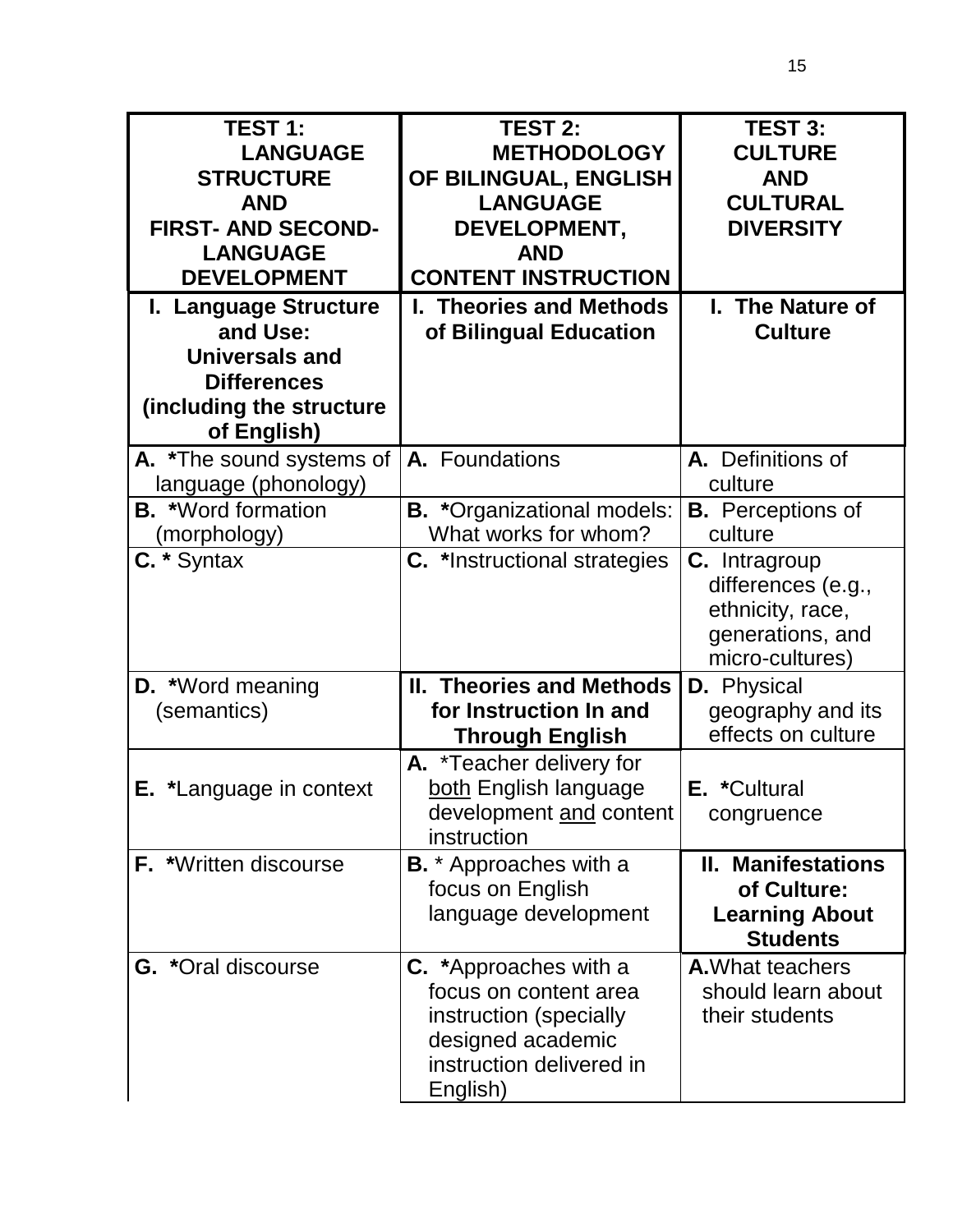| **TEST 1: LANGUAGE STRUCTURE AND FIRST- AND SECOND-LANGUAGE DEVELOPMENT** | **TEST 2: METHODOLOGY OF BILINGUAL, ENGLISH LANGUAGE DEVELOPMENT, AND CONTENT INSTRUCTION** | **TEST 3: CULTURE AND CULTURAL DIVERSITY** |
|---|---|---|
| **I. Language Structure and Use: Universals and Differences (including the structure of English)** | **I. Theories and Methods of Bilingual Education** | **I. The Nature of Culture** |
| **A.** *The sound systems of language (phonology) | **A.** Foundations | **A.** Definitions of culture |
| **B.** *Word formation (morphology) | **B.** *Organizational models: What works for whom? | **B.** Perceptions of culture |
| **C.** * Syntax | **C.** *Instructional strategies | **C.** Intragroup differences (e.g., ethnicity, race, generations, and micro-cultures) |
| **D.** *Word meaning (semantics) | **II. Theories and Methods for Instruction In and Through English** | **D.** Physical geography and its effects on culture |
| **E.** *Language in context | **A.** *Teacher delivery for <u>both</u> English language development <u>and</u> content instruction | **E.** *Cultural congruence |
| **F.** *Written discourse | **B.** * Approaches with a focus on English language development | **II. Manifestations of Culture: Learning About Students** |
| **G.** *Oral discourse | **C.** *Approaches with a focus on content area instruction (specially designed academic instruction delivered in English) | **A.** What teachers should learn about their students |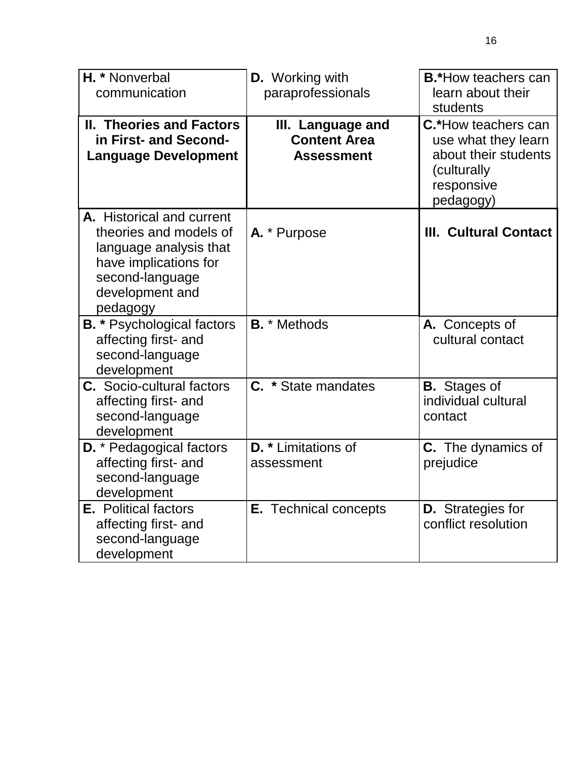| | | |
|---|---|---|
| **H. \*** Nonverbal communication | **D.** Working with paraprofessionals | **B.\***How teachers can learn about their students |
| **II. Theories and Factors in First- and Second-Language Development** | **III. Language and Content Area Assessment** | **C.\***How teachers can use what they learn about their students (culturally responsive pedagogy) |
| **A.** Historical and current theories and models of language analysis that have implications for second-language development and pedagogy | **A.** * Purpose | **III. Cultural Contact** |
| **B. \*** Psychological factors affecting first- and second-language development | **B.** * Methods | **A.** Concepts of cultural contact |
| **C.** Socio-cultural factors affecting first- and second-language development | **C. \*** State mandates | **B.** Stages of individual cultural contact |
| **D.** * Pedagogical factors affecting first- and second-language development | **D. \*** Limitations of assessment | **C.** The dynamics of prejudice |
| **E.** Political factors affecting first- and second-language development | **E.** Technical concepts | **D.** Strategies for conflict resolution |